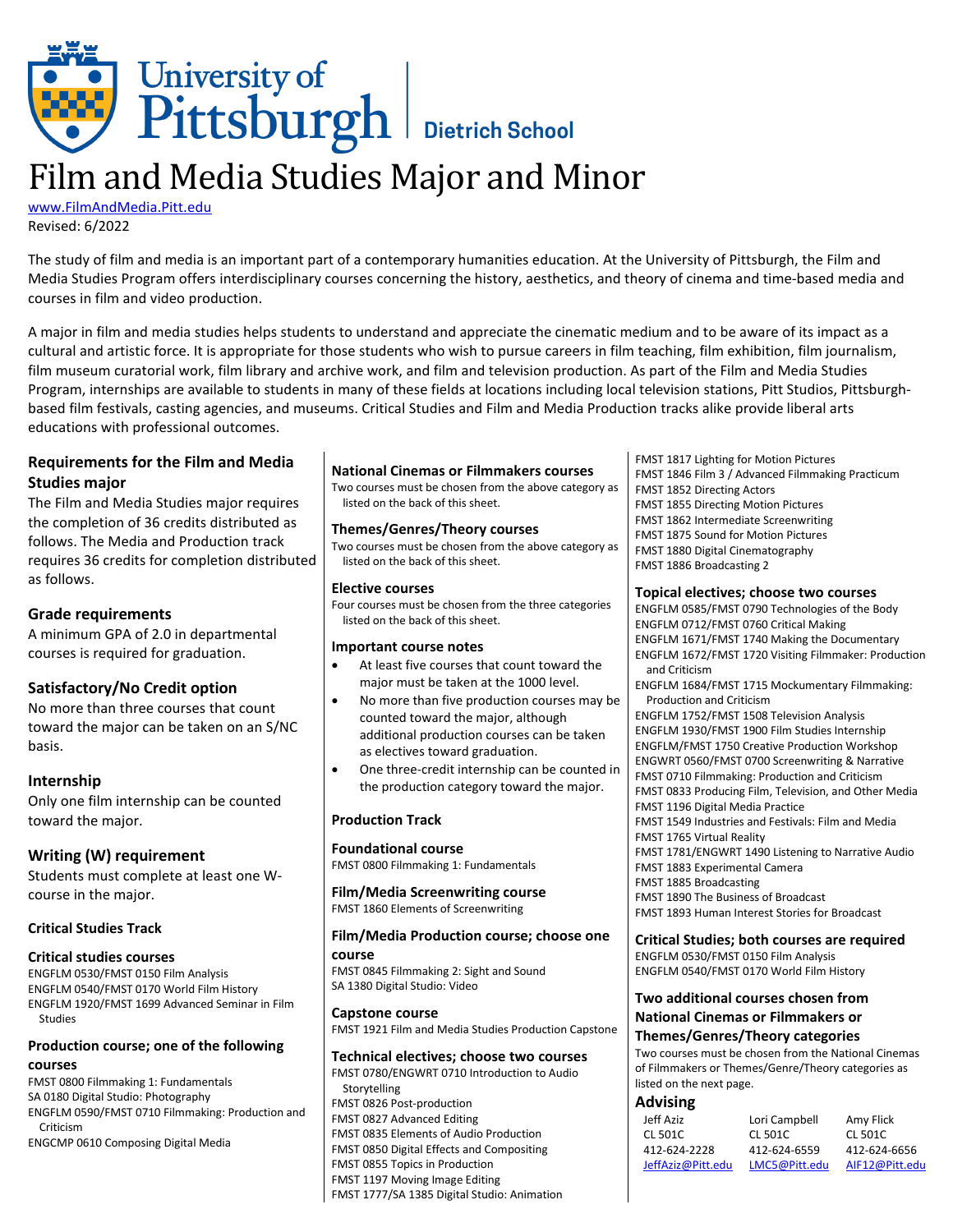# Film and Media Studies Major and Minor

www.FilmAndMedia.Pitt.edu
Revised: 6/2022

The study of film and media is an important part of a contemporary humanities education. At the University of Pittsburgh, the Film and Media Studies Program offers interdisciplinary courses concerning the history, aesthetics, and theory of cinema and time-based media and courses in film and video production.

A major in film and media studies helps students to understand and appreciate the cinematic medium and to be aware of its impact as a cultural and artistic force. It is appropriate for those students who wish to pursue careers in film teaching, film exhibition, film journalism, film museum curatorial work, film library and archive work, and film and television production. As part of the Film and Media Studies Program, internships are available to students in many of these fields at locations including local television stations, Pitt Studios, Pittsburgh-based film festivals, casting agencies, and museums. Critical Studies and Film and Media Production tracks alike provide liberal arts educations with professional outcomes.

## Requirements for the Film and Media Studies major

The Film and Media Studies major requires the completion of 36 credits distributed as follows. The Media and Production track requires 36 credits for completion distributed as follows.

### Grade requirements

A minimum GPA of 2.0 in departmental courses is required for graduation.

### Satisfactory/No Credit option

No more than three courses that count toward the major can be taken on an S/NC basis.

### Internship

Only one film internship can be counted toward the major.

### Writing (W) requirement

Students must complete at least one W-course in the major.

## Critical Studies Track

### Critical studies courses

ENGFLM 0530/FMST 0150 Film Analysis
ENGFLM 0540/FMST 0170 World Film History
ENGFLM 1920/FMST 1699 Advanced Seminar in Film Studies

### Production course; one of the following courses

FMST 0800 Filmmaking 1: Fundamentals
SA 0180 Digital Studio: Photography
ENGFLM 0590/FMST 0710 Filmmaking: Production and Criticism
ENGCMP 0610 Composing Digital Media

### National Cinemas or Filmmakers courses

Two courses must be chosen from the above category as listed on the back of this sheet.

### Themes/Genres/Theory courses

Two courses must be chosen from the above category as listed on the back of this sheet.

### Elective courses

Four courses must be chosen from the three categories listed on the back of this sheet.

### Important course notes

- At least five courses that count toward the major must be taken at the 1000 level.
- No more than five production courses may be counted toward the major, although additional production courses can be taken as electives toward graduation.
- One three-credit internship can be counted in the production category toward the major.

## Production Track

### Foundational course

FMST 0800 Filmmaking 1: Fundamentals

### Film/Media Screenwriting course

FMST 1860 Elements of Screenwriting

### Film/Media Production course; choose one course

FMST 0845 Filmmaking 2: Sight and Sound
SA 1380 Digital Studio: Video

### Capstone course

FMST 1921 Film and Media Studies Production Capstone

### Technical electives; choose two courses

FMST 0780/ENGWRT 0710 Introduction to Audio Storytelling
FMST 0826 Post-production
FMST 0827 Advanced Editing
FMST 0835 Elements of Audio Production
FMST 0850 Digital Effects and Compositing
FMST 0855 Topics in Production
FMST 1197 Moving Image Editing
FMST 1777/SA 1385 Digital Studio: Animation
FMST 1817 Lighting for Motion Pictures
FMST 1846 Film 3 / Advanced Filmmaking Practicum
FMST 1852 Directing Actors
FMST 1855 Directing Motion Pictures
FMST 1862 Intermediate Screenwriting
FMST 1875 Sound for Motion Pictures
FMST 1880 Digital Cinematography
FMST 1886 Broadcasting 2

### Topical electives; choose two courses

ENGFLM 0585/FMST 0790 Technologies of the Body
ENGFLM 0712/FMST 0760 Critical Making
ENGFLM 1671/FMST 1740 Making the Documentary
ENGFLM 1672/FMST 1720 Visiting Filmmaker: Production and Criticism
ENGFLM 1684/FMST 1715 Mockumentary Filmmaking: Production and Criticism
ENGFLM 1752/FMST 1508 Television Analysis
ENGFLM 1930/FMST 1900 Film Studies Internship
ENGFLM/FMST 1750 Creative Production Workshop
ENGWRT 0560/FMST 0700 Screenwriting & Narrative
FMST 0710 Filmmaking: Production and Criticism
FMST 0833 Producing Film, Television, and Other Media
FMST 1196 Digital Media Practice
FMST 1549 Industries and Festivals: Film and Media
FMST 1765 Virtual Reality
FMST 1781/ENGWRT 1490 Listening to Narrative Audio
FMST 1883 Experimental Camera
FMST 1885 Broadcasting
FMST 1890 The Business of Broadcast
FMST 1893 Human Interest Stories for Broadcast

### Critical Studies; both courses are required

ENGFLM 0530/FMST 0150 Film Analysis
ENGFLM 0540/FMST 0170 World Film History

### Two additional courses chosen from National Cinemas or Filmmakers or Themes/Genres/Theory categories

Two courses must be chosen from the National Cinemas of Filmmakers or Themes/Genre/Theory categories as listed on the next page.

## Advising

| Jeff Aziz | Lori Campbell | Amy Flick |
|---|---|---|
| CL 501C | CL 501C | CL 501C |
| 412-624-2228 | 412-624-6559 | 412-624-6656 |
| JeffAziz@Pitt.edu | LMC5@Pitt.edu | AIF12@Pitt.edu |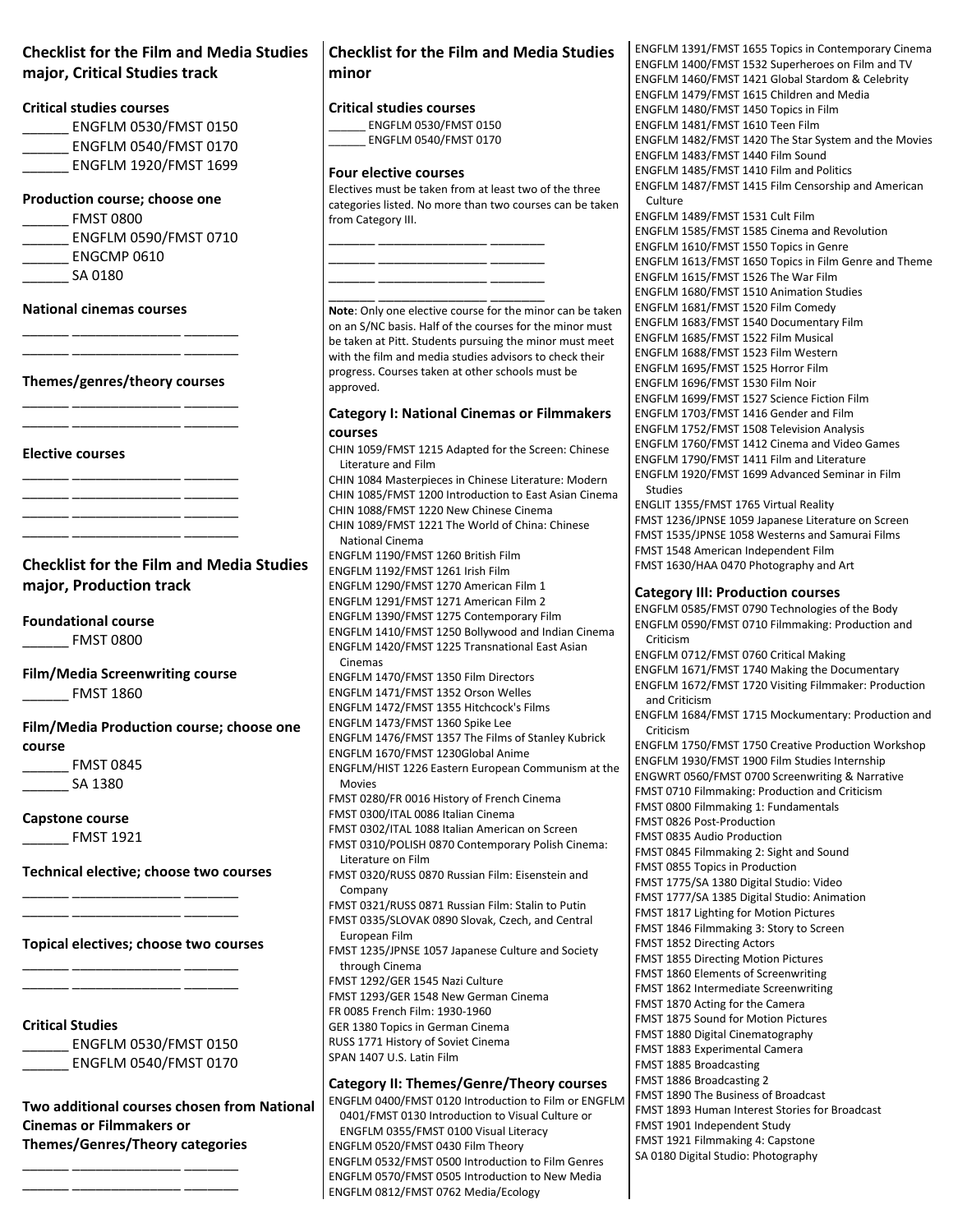## Checklist for the Film and Media Studies major, Critical Studies track

### Critical studies courses

______ ENGFLM 0530/FMST 0150
______ ENGFLM 0540/FMST 0170
______ ENGFLM 1920/FMST 1699

### Production course; choose one

______ FMST 0800
______ ENGFLM 0590/FMST 0710
______ ENGCMP 0610
______ SA 0180

### National cinemas courses

______ ______________ _______
______ ______________ _______

### Themes/genres/theory courses

______ ______________ _______
______ ______________ _______

### Elective courses

______ ______________ _______
______ ______________ _______
______ ______________ _______
______ ______________ _______

## Checklist for the Film and Media Studies major, Production track

### Foundational course

______ FMST 0800

### Film/Media Screenwriting course

______ FMST 1860

### Film/Media Production course; choose one course

______ FMST 0845
______ SA 1380

### Capstone course

______ FMST 1921

### Technical elective; choose two courses

______ ______________ _______
______ ______________ _______

### Topical electives; choose two courses

______ ______________ _______
______ ______________ _______

### Critical Studies

______ ENGFLM 0530/FMST 0150
______ ENGFLM 0540/FMST 0170

### Two additional courses chosen from National Cinemas or Filmmakers or Themes/Genres/Theory categories

______ ______________ _______
______ ______________ _______

## Checklist for the Film and Media Studies minor

### Critical studies courses

______ ENGFLM 0530/FMST 0150
______ ENGFLM 0540/FMST 0170

### Four elective courses

Electives must be taken from at least two of the three categories listed. No more than two courses can be taken from Category III.

_______ ________________ ________
_______ ________________ ________
_______ ________________ ________
_______ ________________ ________

**Note**: Only one elective course for the minor can be taken on an S/NC basis. Half of the courses for the minor must be taken at Pitt. Students pursuing the minor must meet with the film and media studies advisors to check their progress. Courses taken at other schools must be approved.

### Category I: National Cinemas or Filmmakers courses

CHIN 1059/FMST 1215 Adapted for the Screen: Chinese Literature and Film
CHIN 1084 Masterpieces in Chinese Literature: Modern
CHIN 1085/FMST 1200 Introduction to East Asian Cinema
CHIN 1088/FMST 1220 New Chinese Cinema
CHIN 1089/FMST 1221 The World of China: Chinese National Cinema
ENGFLM 1190/FMST 1260 British Film
ENGFLM 1192/FMST 1261 Irish Film
ENGFLM 1290/FMST 1270 American Film 1
ENGFLM 1291/FMST 1271 American Film 2
ENGFLM 1390/FMST 1275 Contemporary Film
ENGFLM 1410/FMST 1250 Bollywood and Indian Cinema
ENGFLM 1420/FMST 1225 Transnational East Asian Cinemas
ENGFLM 1470/FMST 1350 Film Directors
ENGFLM 1471/FMST 1352 Orson Welles
ENGFLM 1472/FMST 1355 Hitchcock's Films
ENGFLM 1473/FMST 1360 Spike Lee
ENGFLM 1476/FMST 1357 The Films of Stanley Kubrick
ENGFLM 1670/FMST 1230Global Anime
ENGFLM/HIST 1226 Eastern European Communism at the Movies
FMST 0280/FR 0016 History of French Cinema
FMST 0300/ITAL 0086 Italian Cinema
FMST 0302/ITAL 1088 Italian American on Screen
FMST 0310/POLISH 0870 Contemporary Polish Cinema: Literature on Film
FMST 0320/RUSS 0870 Russian Film: Eisenstein and Company
FMST 0321/RUSS 0871 Russian Film: Stalin to Putin
FMST 0335/SLOVAK 0890 Slovak, Czech, and Central European Film
FMST 1235/JPNSE 1057 Japanese Culture and Society through Cinema
FMST 1292/GER 1545 Nazi Culture
FMST 1293/GER 1548 New German Cinema
FR 0085 French Film: 1930-1960
GER 1380 Topics in German Cinema
RUSS 1771 History of Soviet Cinema
SPAN 1407 U.S. Latin Film

### Category II: Themes/Genre/Theory courses

ENGFLM 0400/FMST 0120 Introduction to Film or ENGFLM 0401/FMST 0130 Introduction to Visual Culture or ENGFLM 0355/FMST 0100 Visual Literacy
ENGFLM 0520/FMST 0430 Film Theory
ENGFLM 0532/FMST 0500 Introduction to Film Genres
ENGFLM 0570/FMST 0505 Introduction to New Media
ENGFLM 0812/FMST 0762 Media/Ecology
ENGFLM 1391/FMST 1655 Topics in Contemporary Cinema
ENGFLM 1400/FMST 1532 Superheroes on Film and TV
ENGFLM 1460/FMST 1421 Global Stardom & Celebrity
ENGFLM 1479/FMST 1615 Children and Media
ENGFLM 1480/FMST 1450 Topics in Film
ENGFLM 1481/FMST 1610 Teen Film
ENGFLM 1482/FMST 1420 The Star System and the Movies
ENGFLM 1483/FMST 1440 Film Sound
ENGFLM 1485/FMST 1410 Film and Politics
ENGFLM 1487/FMST 1415 Film Censorship and American Culture
ENGFLM 1489/FMST 1531 Cult Film
ENGFLM 1585/FMST 1585 Cinema and Revolution
ENGFLM 1610/FMST 1550 Topics in Genre
ENGFLM 1613/FMST 1650 Topics in Film Genre and Theme
ENGFLM 1615/FMST 1526 The War Film
ENGFLM 1680/FMST 1510 Animation Studies
ENGFLM 1681/FMST 1520 Film Comedy
ENGFLM 1683/FMST 1540 Documentary Film
ENGFLM 1685/FMST 1522 Film Musical
ENGFLM 1688/FMST 1523 Film Western
ENGFLM 1695/FMST 1525 Horror Film
ENGFLM 1696/FMST 1530 Film Noir
ENGFLM 1699/FMST 1527 Science Fiction Film
ENGFLM 1703/FMST 1416 Gender and Film
ENGFLM 1752/FMST 1508 Television Analysis
ENGFLM 1760/FMST 1412 Cinema and Video Games
ENGFLM 1790/FMST 1411 Film and Literature
ENGFLM 1920/FMST 1699 Advanced Seminar in Film Studies
ENGLIT 1355/FMST 1765 Virtual Reality
FMST 1236/JPNSE 1059 Japanese Literature on Screen
FMST 1535/JPNSE 1058 Westerns and Samurai Films
FMST 1548 American Independent Film
FMST 1630/HAA 0470 Photography and Art

### Category III: Production courses

ENGFLM 0585/FMST 0790 Technologies of the Body
ENGFLM 0590/FMST 0710 Filmmaking: Production and Criticism
ENGFLM 0712/FMST 0760 Critical Making
ENGFLM 1671/FMST 1740 Making the Documentary
ENGFLM 1672/FMST 1720 Visiting Filmmaker: Production and Criticism
ENGFLM 1684/FMST 1715 Mockumentary: Production and Criticism
ENGFLM 1750/FMST 1750 Creative Production Workshop
ENGFLM 1930/FMST 1900 Film Studies Internship
ENGWRT 0560/FMST 0700 Screenwriting & Narrative
FMST 0710 Filmmaking: Production and Criticism
FMST 0800 Filmmaking 1: Fundamentals
FMST 0826 Post-Production
FMST 0835 Audio Production
FMST 0845 Filmmaking 2: Sight and Sound
FMST 0855 Topics in Production
FMST 1775/SA 1380 Digital Studio: Video
FMST 1777/SA 1385 Digital Studio: Animation
FMST 1817 Lighting for Motion Pictures
FMST 1846 Filmmaking 3: Story to Screen
FMST 1852 Directing Actors
FMST 1855 Directing Motion Pictures
FMST 1860 Elements of Screenwriting
FMST 1862 Intermediate Screenwriting
FMST 1870 Acting for the Camera
FMST 1875 Sound for Motion Pictures
FMST 1880 Digital Cinematography
FMST 1883 Experimental Camera
FMST 1885 Broadcasting
FMST 1886 Broadcasting 2
FMST 1890 The Business of Broadcast
FMST 1893 Human Interest Stories for Broadcast
FMST 1901 Independent Study
FMST 1921 Filmmaking 4: Capstone
SA 0180 Digital Studio: Photography